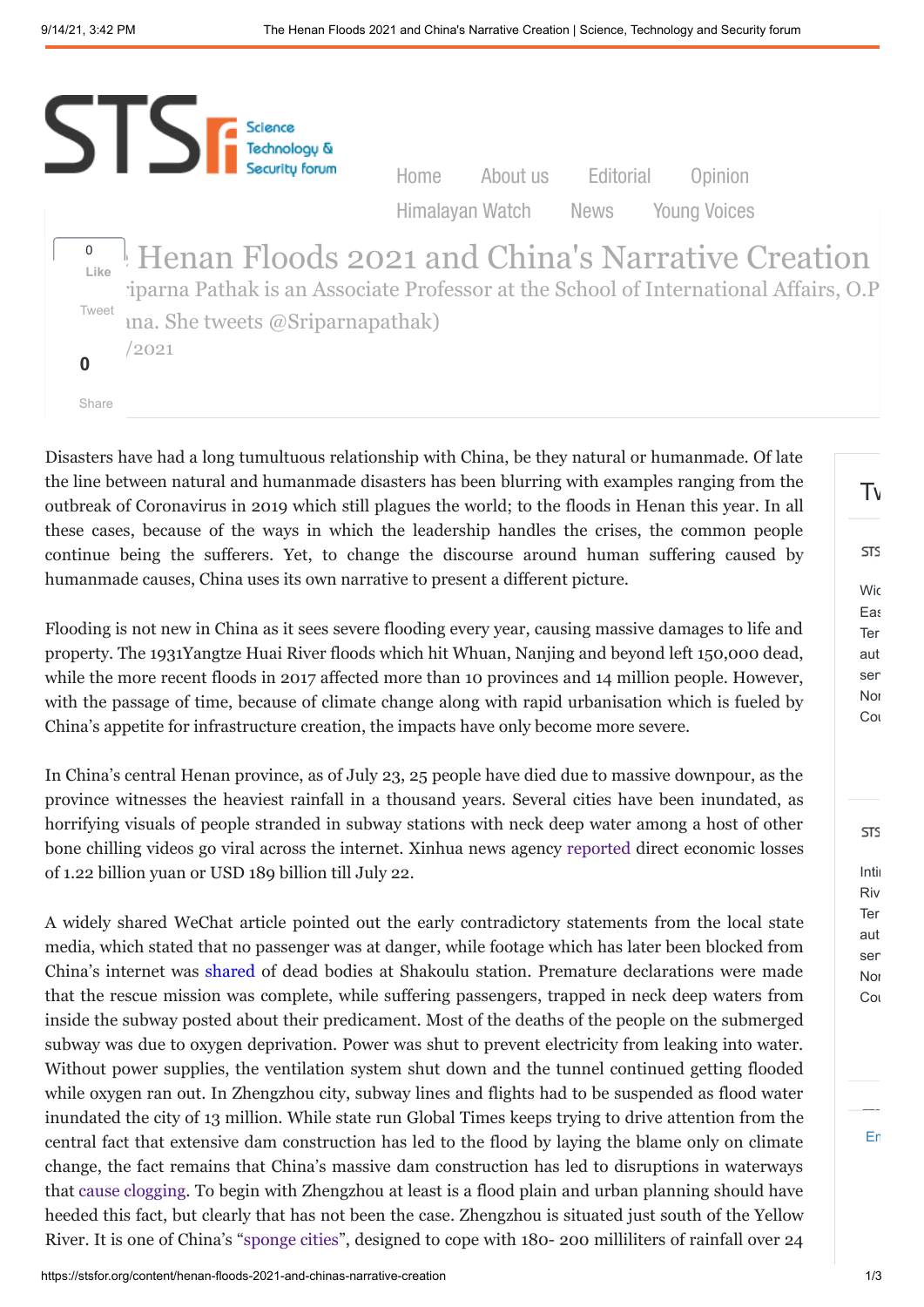# Henan Floods 2021 and China's Narrative Creation

ʻiparna Pathak is an Associate Professor at the School of International Affairs, O.P ına. She tweets @Sripamapathak)

/2021

Disasters have had a long tumultuous relationship with China, be they natural or humanmade. Of late the line between natural and humanmade disasters has been blurring with examples ranging from the outbreak of Coronavirus in 2019 which still plagues the world; to the floods in Henan this year. In all these cases, because of the ways in which the leadership handles the crises, the common people continue being the sufferers. Yet, to change the discourse around human suffering caused by humanmade causes, China uses its own narrative to present a different picture.

Flooding is not new in China as it sees severe flooding every year, causing massive damages to life and property. The 1931Yangtze Huai River floods which hit Whuan, Nanjing and beyond left 150,000 dead, while the more recent floods in 2017 affected more than 10 provinces and 14 million people. However, with the passage of time, because of climate change along with rapid urbanisation which is fueled by China's appetite for infrastructure creation, the impacts have only become more severe.

In China's central Henan province, as of July 23, 25 people have died due to massive downpour, as the province witnesses the heaviest rainfall in a thousand years. Several cities have been inundated, as horrifying visuals of people stranded in subway stations with neck deep water among a host of other bone chilling videos go viral across the internet. Xinhua news agency reported direct economic losses of 1.22 billion yuan or USD 189 billion till July 22.

A widely shared WeChat article pointed out the early contradictory statements from the local state media, which stated that no passenger was at danger, while footage which has later been blocked from China's internet was shared of dead bodies at Shakoulu station. Premature declarations were made that the rescue mission was complete, while suffering passengers, trapped in neck deep waters from inside the subway posted about their predicament. Most of the deaths of the people on the submerged subway was due to oxygen deprivation. Power was shut to prevent electricity from leaking into water. Without power supplies, the ventilation system shut down and the tunnel continued getting flooded while oxygen ran out. In Zhengzhou city, subway lines and flights had to be suspended as flood water inundated the city of 13 million. While state run Global Times keeps trying to drive attention from the central fact that extensive dam construction has led to the flood by laying the blame only on climate change, the fact remains that China's massive dam construction has led to disruptions in waterways that cause clogging. To begin with Zhengzhou at least is a flood plain and urban planning should have heeded this fact, but clearly that has not been the case. Zhengzhou is situated just south of the Yellow River. It is one of China's "sponge cities", designed to cope with 180- 200 milliliters of rainfall over 24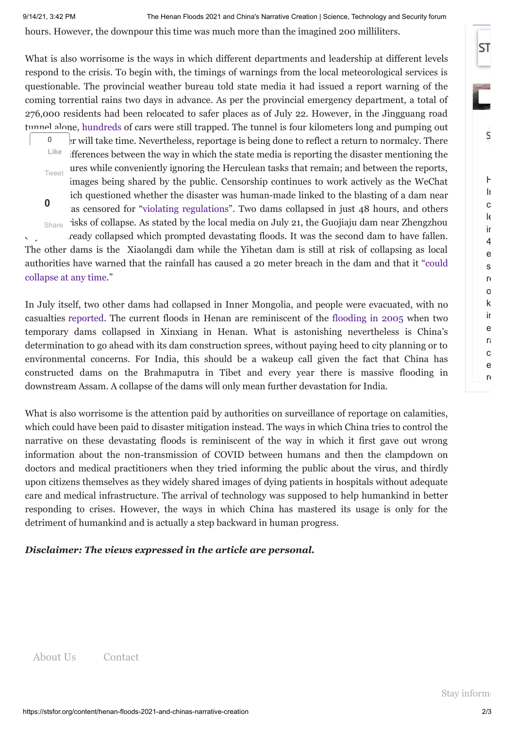hours. However, the downpour this time was much more than the imagined 200 milliliters.

What is also worrisome is the ways in which different departments and leadership at different levels respond to the crisis. To begin with, the timings of warnings from the local meteorological services is questionable. The provincial weather bureau told state media it had issued a report warning of the coming torrential rains two days in advance. As per the provincial emergency department, a total of 276,000 residents had been relocated to safer places as of July 22. However, in the Jingguang road tunnel alone, hundreds of cars were still trapped. The tunnel is four kilometers long and pumping out ...er will take time. Nevertheless, reportage is being done to reflect a return to normalcy. There ...ifferences between the way in which the state media is reporting the disaster mentioning the ...ures while conveniently ignoring the Herculean tasks that remain; and between the reports, ...images being shared by the public. Censorship continues to work actively as the WeChat ...ich questioned whether the disaster was human-made linked to the blasting of a dam near ...as censored for "violating regulations". Two dams collapsed in just 48 hours, and others ...isks of collapse. As stated by the local media on July 21, the Guojiaju dam near Zhengzhou ...ready collapsed which prompted devastating floods. It was the second dam to have fallen. The other dams is the Xiaolangdi dam while the Yihetan dam is still at risk of collapsing as local authorities have warned that the rainfall has caused a 20 meter breach in the dam and that it "could collapse at any time."

In July itself, two other dams had collapsed in Inner Mongolia, and people were evacuated, with no casualties reported. The current floods in Henan are reminiscent of the flooding in 2005 when two temporary dams collapsed in Xinxiang in Henan. What is astonishing nevertheless is China's determination to go ahead with its dam construction sprees, without paying heed to city planning or to environmental concerns. For India, this should be a wakeup call given the fact that China has constructed dams on the Brahmaputra in Tibet and every year there is massive flooding in downstream Assam. A collapse of the dams will only mean further devastation for India.

What is also worrisome is the attention paid by authorities on surveillance of reportage on calamities, which could have been paid to disaster mitigation instead. The ways in which China tries to control the narrative on these devastating floods is reminiscent of the way in which it first gave out wrong information about the non-transmission of COVID between humans and then the clampdown on doctors and medical practitioners when they tried informing the public about the virus, and thirdly upon citizens themselves as they widely shared images of dying patients in hospitals without adequate care and medical infrastructure. The arrival of technology was supposed to help humankind in better responding to crises. However, the ways in which China has mastered its usage is only for the detriment of humankind and is actually a step backward in human progress.

***Disclaimer: The views expressed in the article are personal.***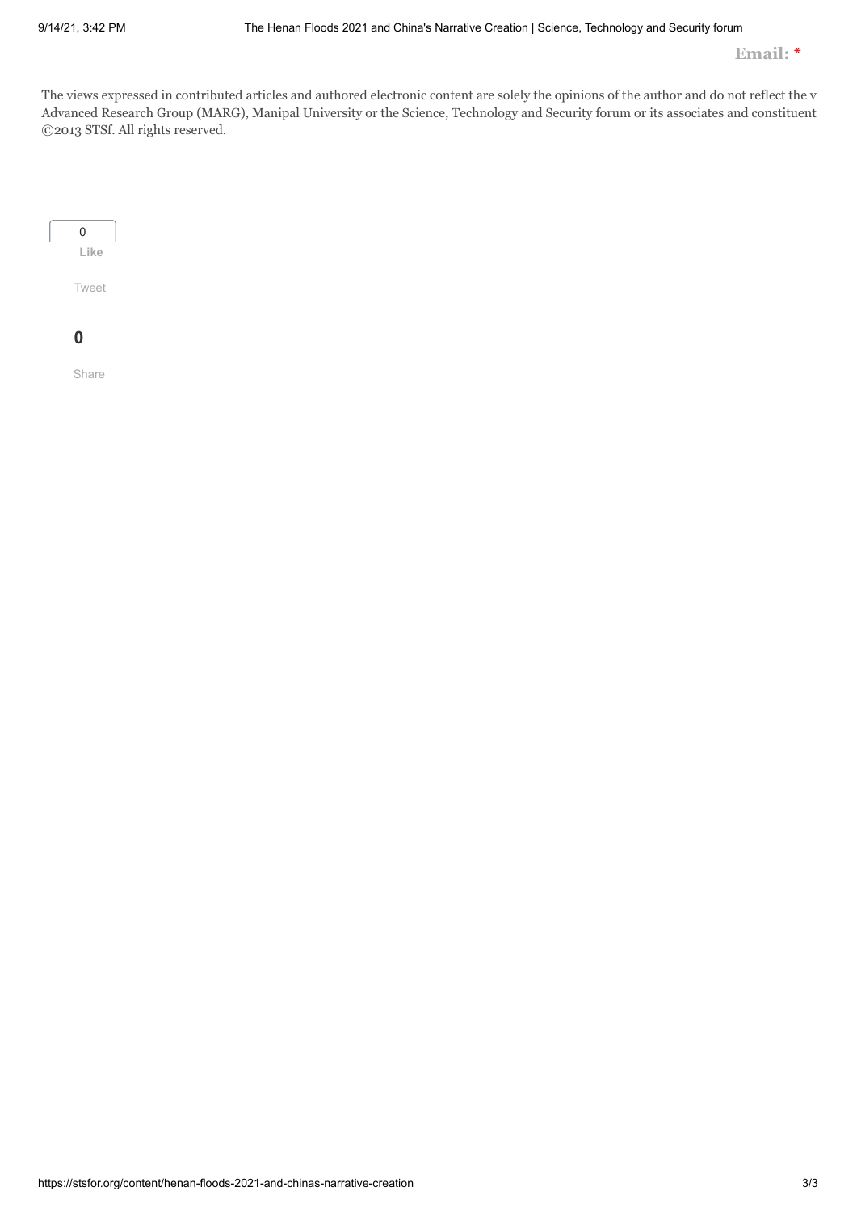**Email: ***

The views expressed in contributed articles and authored electronic content are solely the opinions of the author and do not reflect the v
Advanced Research Group (MARG), Manipal University or the Science, Technology and Security forum or its associates and constituent
©2013 STSf. All rights reserved.

0

Like

Tweet

**0**

Share